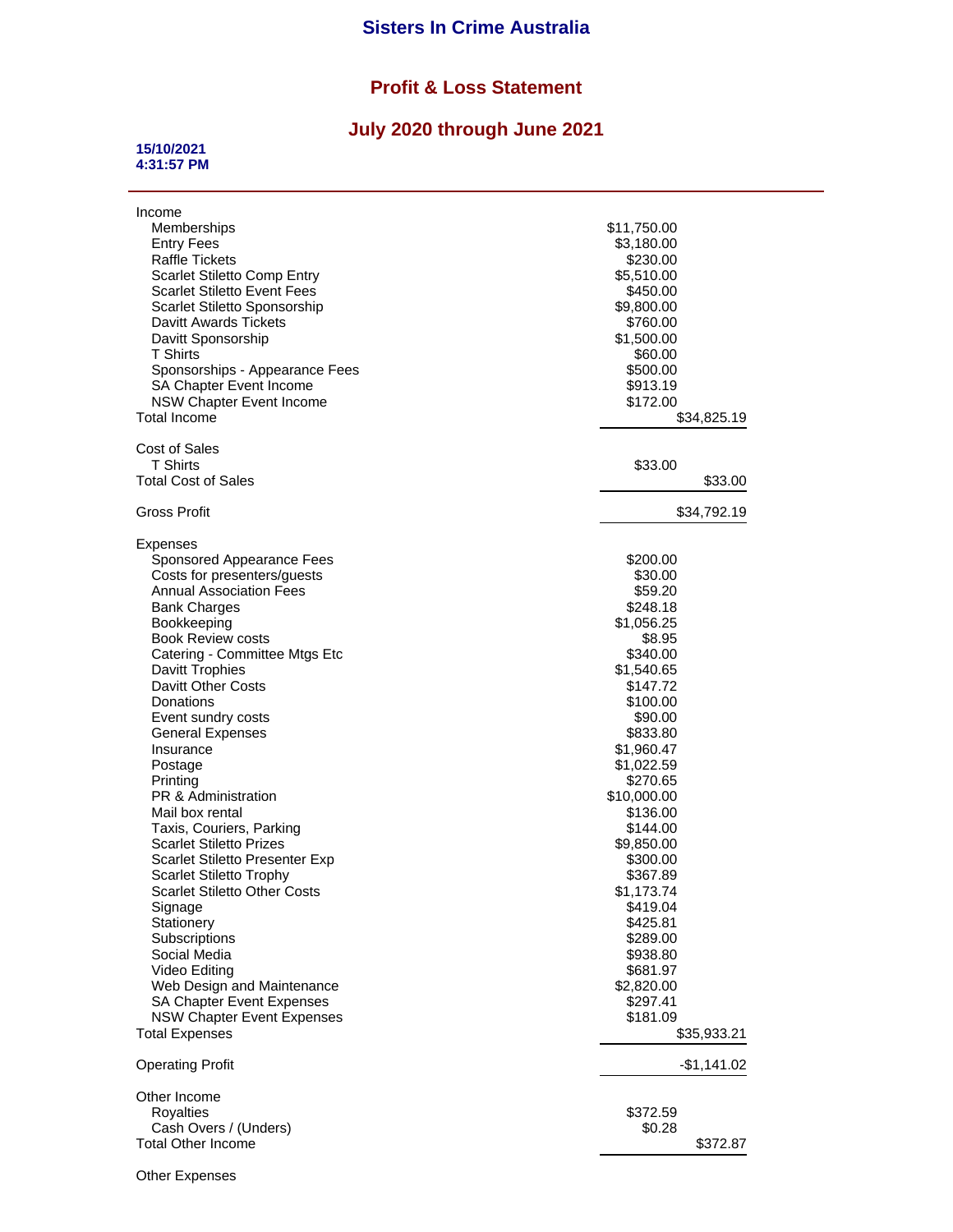# Sisters In Crime Australia

## Profit & Loss Statement

## July 2020 through June 2021

**15/10/2021**
**4:31:57 PM**

| | | |
|---|---|---|
| Income | | |
| Memberships | $11,750.00 | |
| Entry Fees | $3,180.00 | |
| Raffle Tickets | $230.00 | |
| Scarlet Stiletto Comp Entry | $5,510.00 | |
| Scarlet Stiletto Event Fees | $450.00 | |
| Scarlet Stiletto Sponsorship | $9,800.00 | |
| Davitt Awards Tickets | $760.00 | |
| Davitt Sponsorship | $1,500.00 | |
| T Shirts | $60.00 | |
| Sponsorships - Appearance Fees | $500.00 | |
| SA Chapter Event Income | $913.19 | |
| NSW Chapter Event Income | $172.00 | |
| Total Income | | $34,825.19 |
| Cost of Sales | | |
| T Shirts | $33.00 | |
| Total Cost of Sales | | $33.00 |
| Gross Profit | | $34,792.19 |
| Expenses | | |
| Sponsored Appearance Fees | $200.00 | |
| Costs for presenters/guests | $30.00 | |
| Annual Association Fees | $59.20 | |
| Bank Charges | $248.18 | |
| Bookkeeping | $1,056.25 | |
| Book Review costs | $8.95 | |
| Catering - Committee Mtgs Etc | $340.00 | |
| Davitt Trophies | $1,540.65 | |
| Davitt Other Costs | $147.72 | |
| Donations | $100.00 | |
| Event sundry costs | $90.00 | |
| General Expenses | $833.80 | |
| Insurance | $1,960.47 | |
| Postage | $1,022.59 | |
| Printing | $270.65 | |
| PR & Administration | $10,000.00 | |
| Mail box rental | $136.00 | |
| Taxis, Couriers, Parking | $144.00 | |
| Scarlet Stiletto Prizes | $9,850.00 | |
| Scarlet Stiletto Presenter Exp | $300.00 | |
| Scarlet Stiletto Trophy | $367.89 | |
| Scarlet Stiletto Other Costs | $1,173.74 | |
| Signage | $419.04 | |
| Stationery | $425.81 | |
| Subscriptions | $289.00 | |
| Social Media | $938.80 | |
| Video Editing | $681.97 | |
| Web Design and Maintenance | $2,820.00 | |
| SA Chapter Event Expenses | $297.41 | |
| NSW Chapter Event Expenses | $181.09 | |
| Total Expenses | | $35,933.21 |
| Operating Profit | | -$1,141.02 |
| Other Income | | |
| Royalties | $372.59 | |
| Cash Overs / (Unders) | $0.28 | |
| Total Other Income | | $372.87 |
| Other Expenses | | |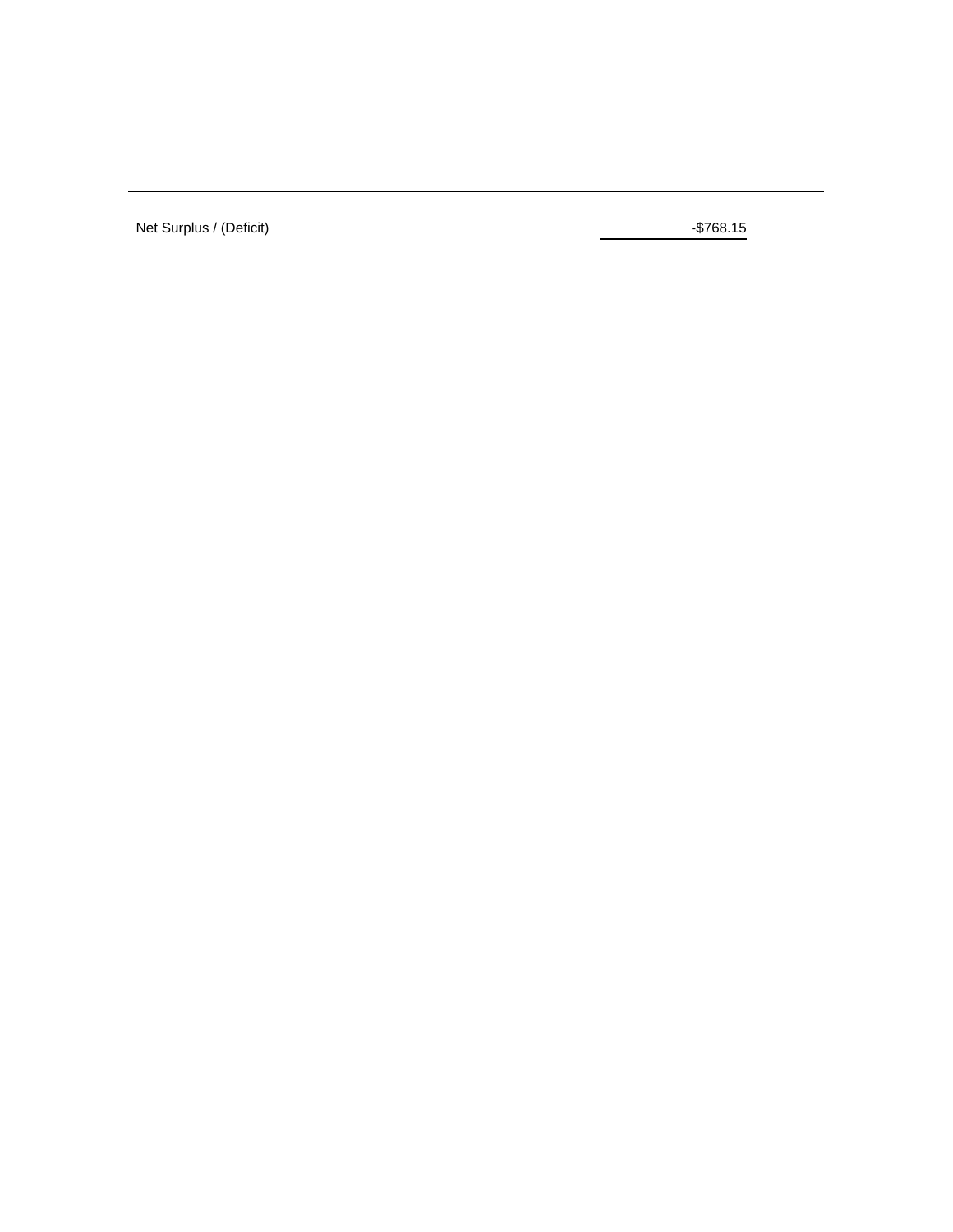| | |
|---|---|
| Net Surplus / (Deficit) | -$768.15 |